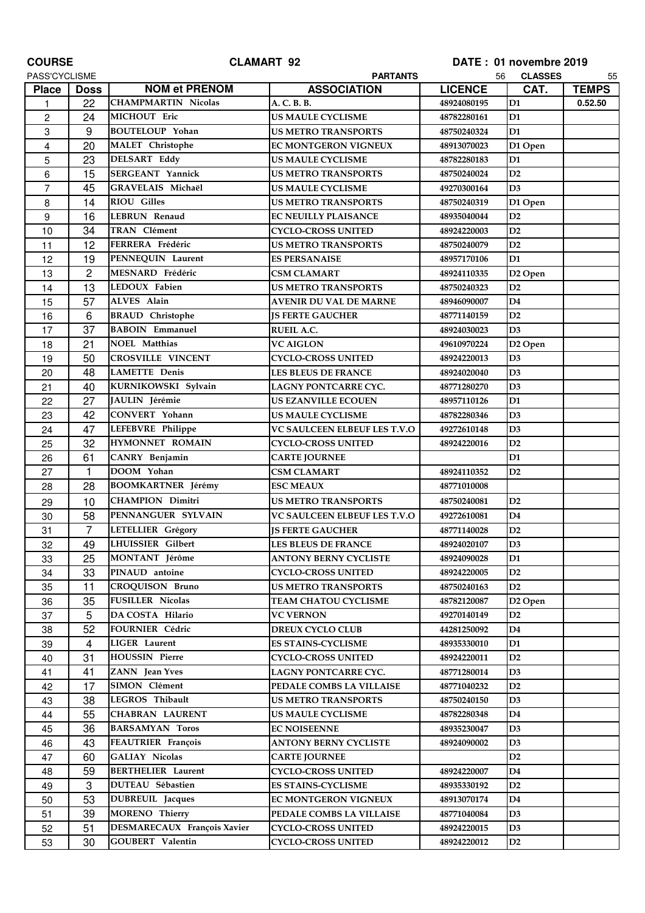**COURSE** **CLAMART 92** **DATE : 01 novembre 2019**

PASS'CYCLISME **PARTANTS** 56 **CLASSES** 55

| Place | Doss | NOM et PRENOM | ASSOCIATION | LICENCE | CAT. | TEMPS |
|---|---|---|---|---|---|---|
| 1 | 22 | CHAMPMARTIN Nicolas | A. C. B. B. | 48924080195 | D1 | 0.52.50 |
| 2 | 24 | MICHOUT Eric | US MAULE CYCLISME | 48782280161 | D1 | |
| 3 | 9 | BOUTELOUP Yohan | US METRO TRANSPORTS | 48750240324 | D1 | |
| 4 | 20 | MALET Christophe | EC MONTGERON VIGNEUX | 48913070023 | D1 Open | |
| 5 | 23 | DELSART Eddy | US MAULE CYCLISME | 48782280183 | D1 | |
| 6 | 15 | SERGEANT Yannick | US METRO TRANSPORTS | 48750240024 | D2 | |
| 7 | 45 | GRAVELAIS Michaël | US MAULE CYCLISME | 49270300164 | D3 | |
| 8 | 14 | RIOU Gilles | US METRO TRANSPORTS | 48750240319 | D1 Open | |
| 9 | 16 | LEBRUN Renaud | EC NEUILLY PLAISANCE | 48935040044 | D2 | |
| 10 | 34 | TRAN Clément | CYCLO-CROSS UNITED | 48924220003 | D2 | |
| 11 | 12 | FERRERA Frédéric | US METRO TRANSPORTS | 48750240079 | D2 | |
| 12 | 19 | PENNEQUIN Laurent | ES PERSANAISE | 48957170106 | D1 | |
| 13 | 2 | MESNARD Frédéric | CSM CLAMART | 48924110335 | D2 Open | |
| 14 | 13 | LEDOUX Fabien | US METRO TRANSPORTS | 48750240323 | D2 | |
| 15 | 57 | ALVES Alain | AVENIR DU VAL DE MARNE | 48946090007 | D4 | |
| 16 | 6 | BRAUD Christophe | JS FERTE GAUCHER | 48771140159 | D2 | |
| 17 | 37 | BABOIN Emmanuel | RUEIL A.C. | 48924030023 | D3 | |
| 18 | 21 | NOEL Matthias | VC AIGLON | 49610970224 | D2 Open | |
| 19 | 50 | CROSVILLE VINCENT | CYCLO-CROSS UNITED | 48924220013 | D3 | |
| 20 | 48 | LAMETTE Denis | LES BLEUS DE FRANCE | 48924020040 | D3 | |
| 21 | 40 | KURNIKOWSKI Sylvain | LAGNY PONTCARRE CYC. | 48771280270 | D3 | |
| 22 | 27 | JAULIN Jérémie | US EZANVILLE ECOUEN | 48957110126 | D1 | |
| 23 | 42 | CONVERT Yohann | US MAULE CYCLISME | 48782280346 | D3 | |
| 24 | 47 | LEFEBVRE Philippe | VC SAULCEEN ELBEUF LES T.V.O | 49272610148 | D3 | |
| 25 | 32 | HYMONNET ROMAIN | CYCLO-CROSS UNITED | 48924220016 | D2 | |
| 26 | 61 | CANRY Benjamin | CARTE JOURNEE | | D1 | |
| 27 | 1 | DOOM Yohan | CSM CLAMART | 48924110352 | D2 | |
| 28 | 28 | BOOMKARTNER Jérémy | ESC MEAUX | 48771010008 | | |
| 29 | 10 | CHAMPION Dimitri | US METRO TRANSPORTS | 48750240081 | D2 | |
| 30 | 58 | PENNANGUER SYLVAIN | VC SAULCEEN ELBEUF LES T.V.O | 49272610081 | D4 | |
| 31 | 7 | LETELLIER Grégory | JS FERTE GAUCHER | 48771140028 | D2 | |
| 32 | 49 | LHUISSIER Gilbert | LES BLEUS DE FRANCE | 48924020107 | D3 | |
| 33 | 25 | MONTANT Jérôme | ANTONY BERNY CYCLISTE | 48924090028 | D1 | |
| 34 | 33 | PINAUD antoine | CYCLO-CROSS UNITED | 48924220005 | D2 | |
| 35 | 11 | CROQUISON Bruno | US METRO TRANSPORTS | 48750240163 | D2 | |
| 36 | 35 | FUSILLER Nicolas | TEAM CHATOU CYCLISME | 48782120087 | D2 Open | |
| 37 | 5 | DA COSTA Hilario | VC VERNON | 49270140149 | D2 | |
| 38 | 52 | FOURNIER Cédric | DREUX CYCLO CLUB | 44281250092 | D4 | |
| 39 | 4 | LIGER Laurent | ES STAINS-CYCLISME | 48935330010 | D1 | |
| 40 | 31 | HOUSSIN Pierre | CYCLO-CROSS UNITED | 48924220011 | D2 | |
| 41 | 41 | ZANN Jean Yves | LAGNY PONTCARRE CYC. | 48771280014 | D3 | |
| 42 | 17 | SIMON Clément | PEDALE COMBS LA VILLAISE | 48771040232 | D2 | |
| 43 | 38 | LEGROS Thibault | US METRO TRANSPORTS | 48750240150 | D3 | |
| 44 | 55 | CHABRAN LAURENT | US MAULE CYCLISME | 48782280348 | D4 | |
| 45 | 36 | BARSAMYAN Toros | EC NOISEENNE | 48935230047 | D3 | |
| 46 | 43 | FEAUTRIER François | ANTONY BERNY CYCLISTE | 48924090002 | D3 | |
| 47 | 60 | GALIAY Nicolas | CARTE JOURNEE | | D2 | |
| 48 | 59 | BERTHELIER Laurent | CYCLO-CROSS UNITED | 48924220007 | D4 | |
| 49 | 3 | DUTEAU Sébastien | ES STAINS-CYCLISME | 48935330192 | D2 | |
| 50 | 53 | DUBREUIL Jacques | EC MONTGERON VIGNEUX | 48913070174 | D4 | |
| 51 | 39 | MORENO Thierry | PEDALE COMBS LA VILLAISE | 48771040084 | D3 | |
| 52 | 51 | DESMARECAUX François Xavier | CYCLO-CROSS UNITED | 48924220015 | D3 | |
| 53 | 30 | GOUBERT Valentin | CYCLO-CROSS UNITED | 48924220012 | D2 | |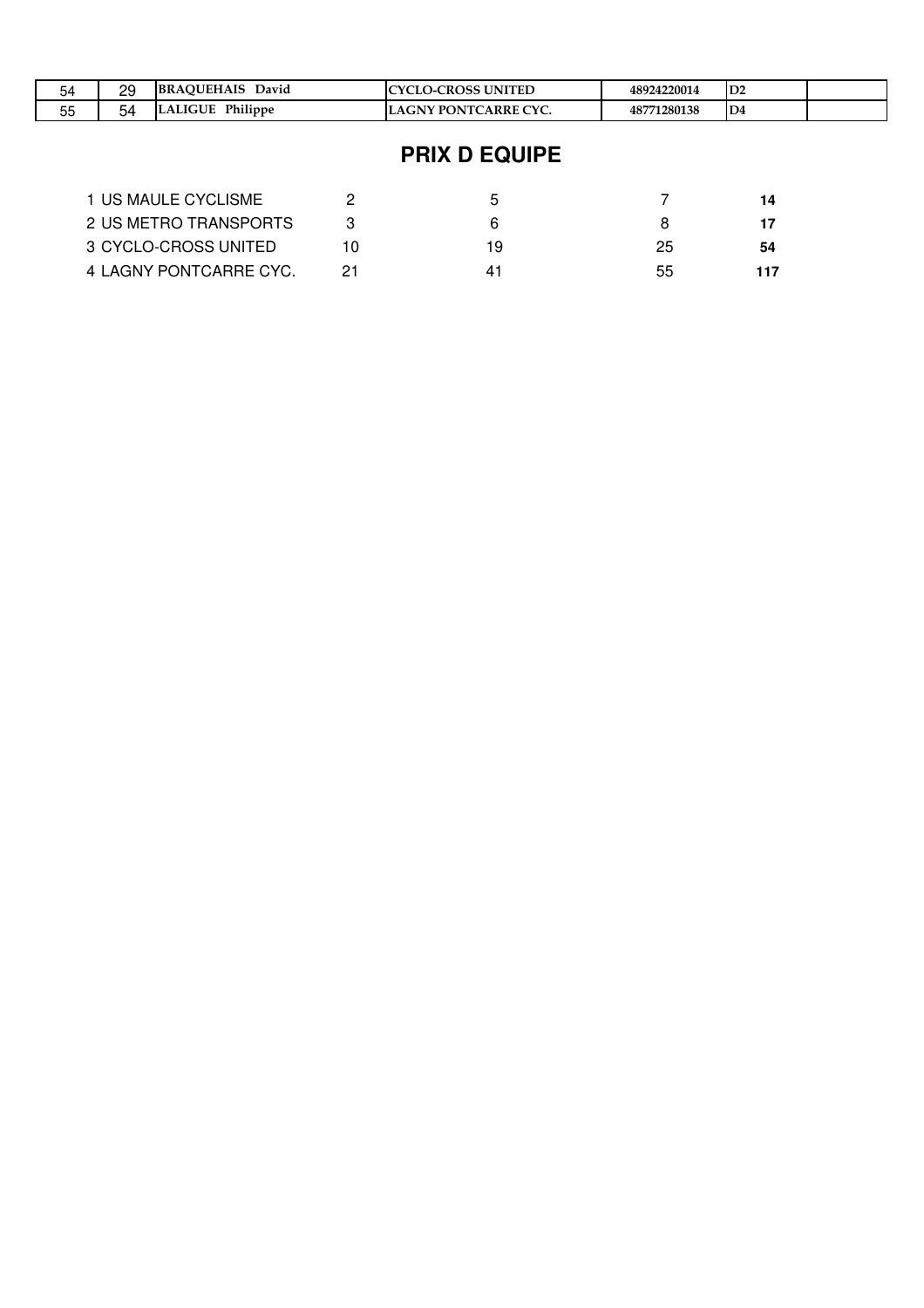| | | | | | | |
|---|---|---|---|---|---|---|
| 54 | 29 | BRAQUEHAIS David | CYCLO-CROSS UNITED | 48924220014 | D2 | |
| 55 | 54 | LALIGUE Philippe | LAGNY PONTCARRE CYC. | 48771280138 | D4 | |

## PRIX D EQUIPE

| | | | | |
|---|---|---|---|---|
| 1 US MAULE CYCLISME | 2 | 5 | 7 | **14** |
| 2 US METRO TRANSPORTS | 3 | 6 | 8 | **17** |
| 3 CYCLO-CROSS UNITED | 10 | 19 | 25 | **54** |
| 4 LAGNY PONTCARRE CYC. | 21 | 41 | 55 | **117** |